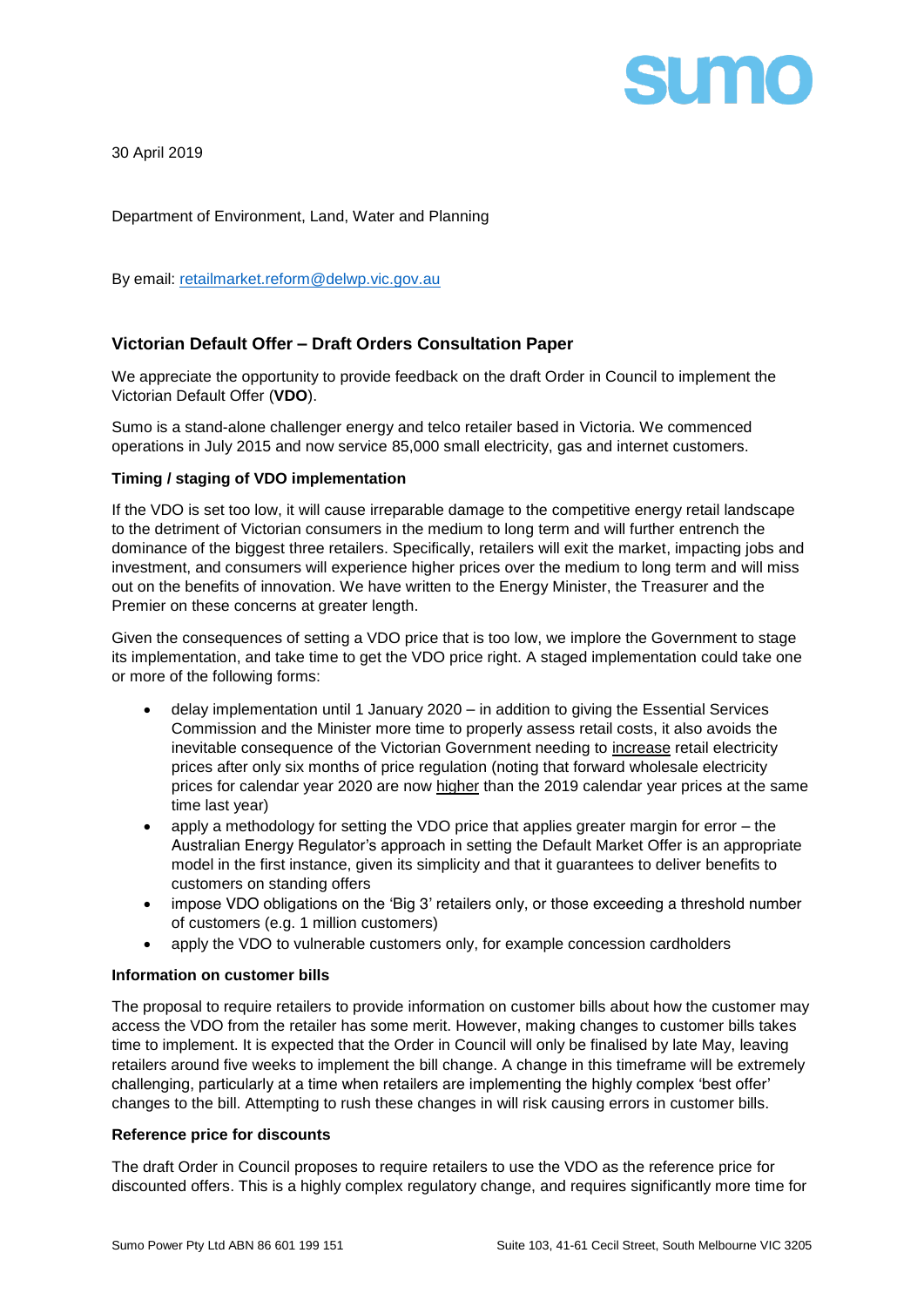30 April 2019

Department of Environment, Land, Water and Planning

By email: retailmarket.reform@delwp.vic.gov.au

## Victorian Default Offer – Draft Orders Consultation Paper

We appreciate the opportunity to provide feedback on the draft Order in Council to implement the Victorian Default Offer (**VDO**).

Sumo is a stand-alone challenger energy and telco retailer based in Victoria. We commenced operations in July 2015 and now service 85,000 small electricity, gas and internet customers.

### Timing / staging of VDO implementation

If the VDO is set too low, it will cause irreparable damage to the competitive energy retail landscape to the detriment of Victorian consumers in the medium to long term and will further entrench the dominance of the biggest three retailers. Specifically, retailers will exit the market, impacting jobs and investment, and consumers will experience higher prices over the medium to long term and will miss out on the benefits of innovation. We have written to the Energy Minister, the Treasurer and the Premier on these concerns at greater length.

Given the consequences of setting a VDO price that is too low, we implore the Government to stage its implementation, and take time to get the VDO price right. A staged implementation could take one or more of the following forms:

- delay implementation until 1 January 2020 – in addition to giving the Essential Services Commission and the Minister more time to properly assess retail costs, it also avoids the inevitable consequence of the Victorian Government needing to <u>increase</u> retail electricity prices after only six months of price regulation (noting that forward wholesale electricity prices for calendar year 2020 are now <u>higher</u> than the 2019 calendar year prices at the same time last year)
- apply a methodology for setting the VDO price that applies greater margin for error – the Australian Energy Regulator's approach in setting the Default Market Offer is an appropriate model in the first instance, given its simplicity and that it guarantees to deliver benefits to customers on standing offers
- impose VDO obligations on the 'Big 3' retailers only, or those exceeding a threshold number of customers (e.g. 1 million customers)
- apply the VDO to vulnerable customers only, for example concession cardholders

### Information on customer bills

The proposal to require retailers to provide information on customer bills about how the customer may access the VDO from the retailer has some merit. However, making changes to customer bills takes time to implement. It is expected that the Order in Council will only be finalised by late May, leaving retailers around five weeks to implement the bill change. A change in this timeframe will be extremely challenging, particularly at a time when retailers are implementing the highly complex 'best offer' changes to the bill. Attempting to rush these changes in will risk causing errors in customer bills.

### Reference price for discounts

The draft Order in Council proposes to require retailers to use the VDO as the reference price for discounted offers. This is a highly complex regulatory change, and requires significantly more time for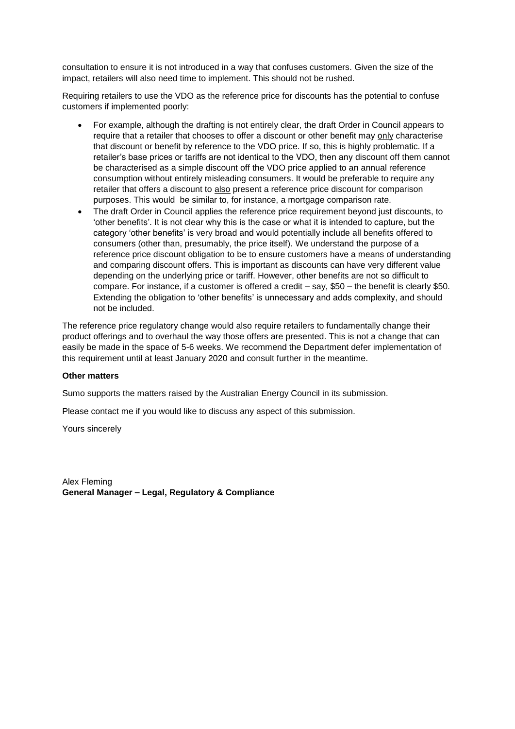consultation to ensure it is not introduced in a way that confuses customers. Given the size of the impact, retailers will also need time to implement. This should not be rushed.

Requiring retailers to use the VDO as the reference price for discounts has the potential to confuse customers if implemented poorly:

- For example, although the drafting is not entirely clear, the draft Order in Council appears to require that a retailer that chooses to offer a discount or other benefit may <u>only</u> characterise that discount or benefit by reference to the VDO price. If so, this is highly problematic. If a retailer's base prices or tariffs are not identical to the VDO, then any discount off them cannot be characterised as a simple discount off the VDO price applied to an annual reference consumption without entirely misleading consumers. It would be preferable to require any retailer that offers a discount to <u>also</u> present a reference price discount for comparison purposes. This would be similar to, for instance, a mortgage comparison rate.
- The draft Order in Council applies the reference price requirement beyond just discounts, to 'other benefits'. It is not clear why this is the case or what it is intended to capture, but the category 'other benefits' is very broad and would potentially include all benefits offered to consumers (other than, presumably, the price itself). We understand the purpose of a reference price discount obligation to be to ensure customers have a means of understanding and comparing discount offers. This is important as discounts can have very different value depending on the underlying price or tariff. However, other benefits are not so difficult to compare. For instance, if a customer is offered a credit – say, $50 – the benefit is clearly $50. Extending the obligation to 'other benefits' is unnecessary and adds complexity, and should not be included.

The reference price regulatory change would also require retailers to fundamentally change their product offerings and to overhaul the way those offers are presented. This is not a change that can easily be made in the space of 5-6 weeks. We recommend the Department defer implementation of this requirement until at least January 2020 and consult further in the meantime.

**Other matters**

Sumo supports the matters raised by the Australian Energy Council in its submission.

Please contact me if you would like to discuss any aspect of this submission.

Yours sincerely

Alex Fleming
**General Manager – Legal, Regulatory & Compliance**